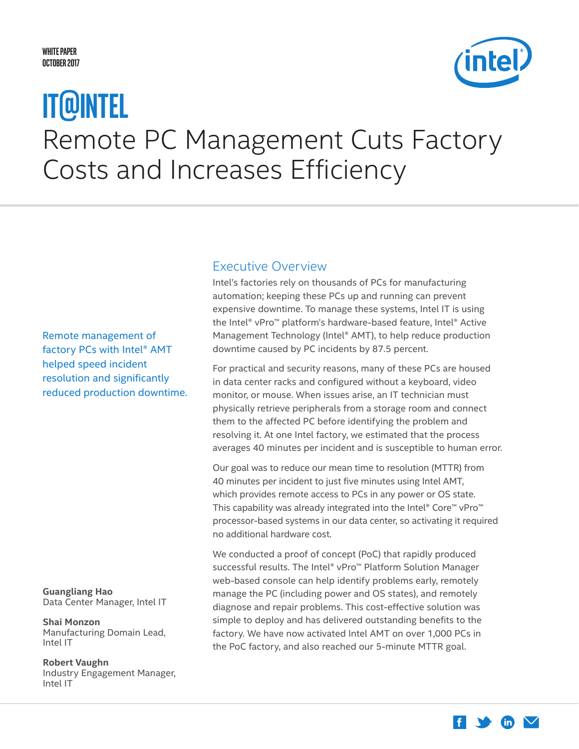WHITE PAPER
OCTOBER 2017

# IT@INTEL

# Remote PC Management Cuts Factory Costs and Increases Efficiency

Remote management of factory PCs with Intel® AMT helped speed incident resolution and significantly reduced production downtime.

**Guangliang Hao**
Data Center Manager, Intel IT

**Shai Monzon**
Manufacturing Domain Lead, Intel IT

**Robert Vaughn**
Industry Engagement Manager, Intel IT

## Executive Overview

Intel's factories rely on thousands of PCs for manufacturing automation; keeping these PCs up and running can prevent expensive downtime. To manage these systems, Intel IT is using the Intel® vPro™ platform's hardware-based feature, Intel® Active Management Technology (Intel® AMT), to help reduce production downtime caused by PC incidents by 87.5 percent.

For practical and security reasons, many of these PCs are housed in data center racks and configured without a keyboard, video monitor, or mouse. When issues arise, an IT technician must physically retrieve peripherals from a storage room and connect them to the affected PC before identifying the problem and resolving it. At one Intel factory, we estimated that the process averages 40 minutes per incident and is susceptible to human error.

Our goal was to reduce our mean time to resolution (MTTR) from 40 minutes per incident to just five minutes using Intel AMT, which provides remote access to PCs in any power or OS state. This capability was already integrated into the Intel® Core™ vPro™ processor-based systems in our data center, so activating it required no additional hardware cost.

We conducted a proof of concept (PoC) that rapidly produced successful results. The Intel® vPro™ Platform Solution Manager web-based console can help identify problems early, remotely manage the PC (including power and OS states), and remotely diagnose and repair problems. This cost-effective solution was simple to deploy and has delivered outstanding benefits to the factory. We have now activated Intel AMT on over 1,000 PCs in the PoC factory, and also reached our 5-minute MTTR goal.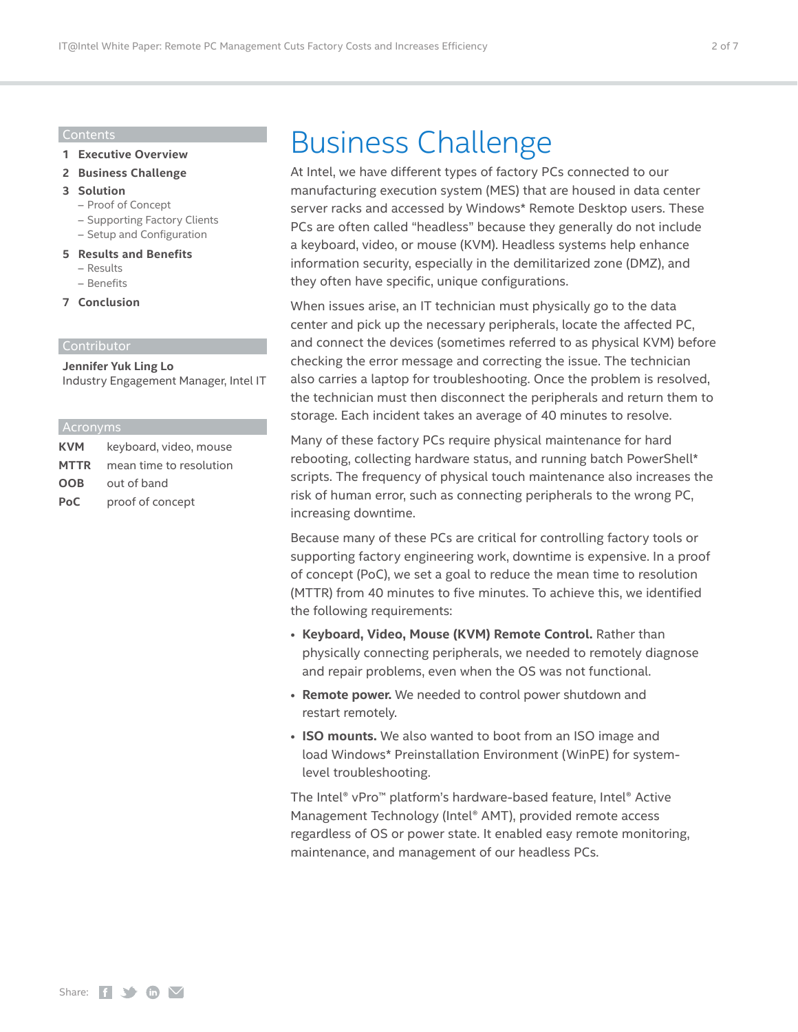## Contents

1 **Executive Overview**

2 **Business Challenge**

3 **Solution**
- Proof of Concept
- Supporting Factory Clients
- Setup and Configuration

5 **Results and Benefits**
- Results
- Benefits

7 **Conclusion**

## Contributor

**Jennifer Yuk Ling Lo**
Industry Engagement Manager, Intel IT

## Acronyms

| | |
|---|---|
| **KVM** | keyboard, video, mouse |
| **MTTR** | mean time to resolution |
| **OOB** | out of band |
| **PoC** | proof of concept |

# Business Challenge

At Intel, we have different types of factory PCs connected to our manufacturing execution system (MES) that are housed in data center server racks and accessed by Windows* Remote Desktop users. These PCs are often called "headless" because they generally do not include a keyboard, video, or mouse (KVM). Headless systems help enhance information security, especially in the demilitarized zone (DMZ), and they often have specific, unique configurations.

When issues arise, an IT technician must physically go to the data center and pick up the necessary peripherals, locate the affected PC, and connect the devices (sometimes referred to as physical KVM) before checking the error message and correcting the issue. The technician also carries a laptop for troubleshooting. Once the problem is resolved, the technician must then disconnect the peripherals and return them to storage. Each incident takes an average of 40 minutes to resolve.

Many of these factory PCs require physical maintenance for hard rebooting, collecting hardware status, and running batch PowerShell* scripts. The frequency of physical touch maintenance also increases the risk of human error, such as connecting peripherals to the wrong PC, increasing downtime.

Because many of these PCs are critical for controlling factory tools or supporting factory engineering work, downtime is expensive. In a proof of concept (PoC), we set a goal to reduce the mean time to resolution (MTTR) from 40 minutes to five minutes. To achieve this, we identified the following requirements:

- **Keyboard, Video, Mouse (KVM) Remote Control.** Rather than physically connecting peripherals, we needed to remotely diagnose and repair problems, even when the OS was not functional.
- **Remote power.** We needed to control power shutdown and restart remotely.
- **ISO mounts.** We also wanted to boot from an ISO image and load Windows* Preinstallation Environment (WinPE) for system-level troubleshooting.

The Intel® vPro™ platform's hardware-based feature, Intel® Active Management Technology (Intel® AMT), provided remote access regardless of OS or power state. It enabled easy remote monitoring, maintenance, and management of our headless PCs.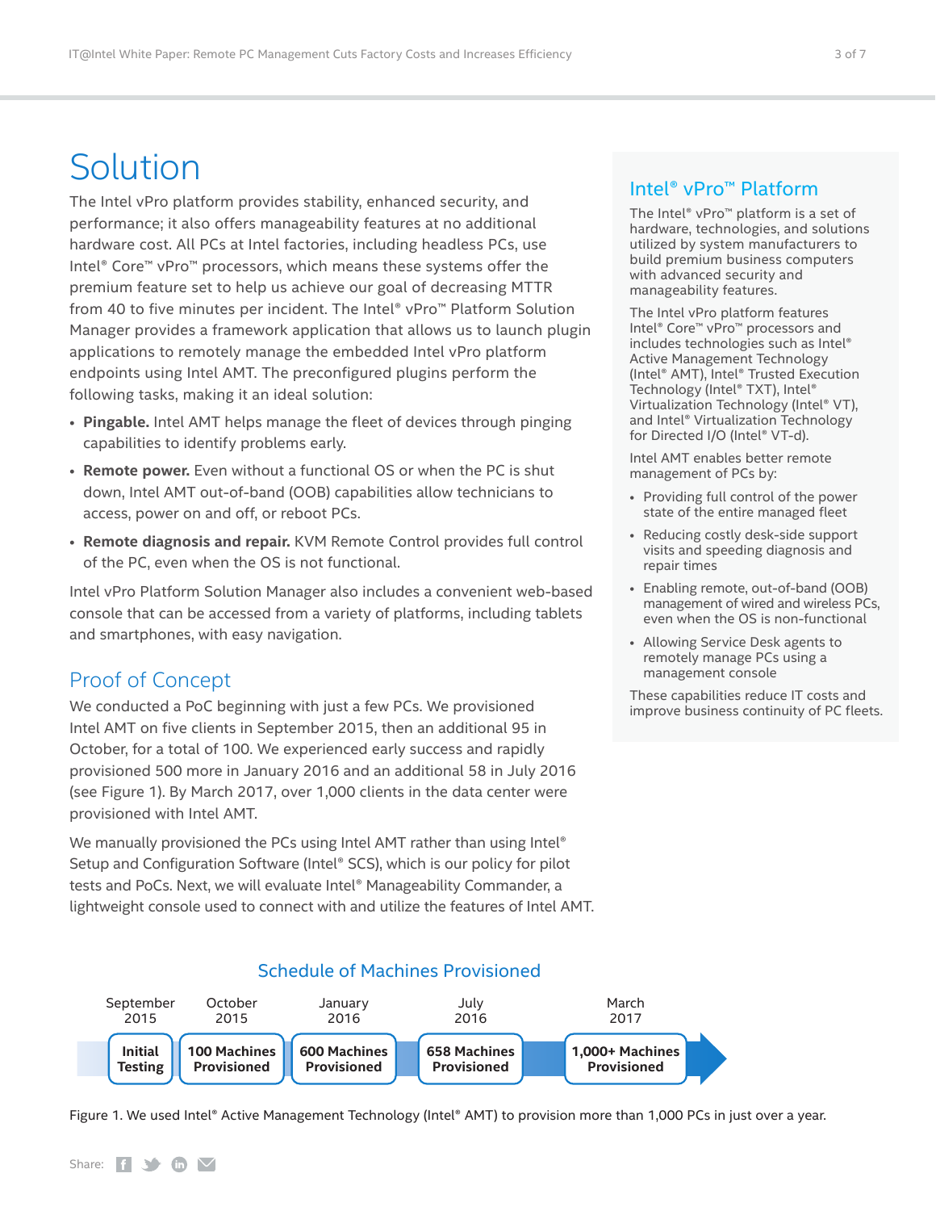# Solution

The Intel vPro platform provides stability, enhanced security, and performance; it also offers manageability features at no additional hardware cost. All PCs at Intel factories, including headless PCs, use Intel® Core™ vPro™ processors, which means these systems offer the premium feature set to help us achieve our goal of decreasing MTTR from 40 to five minutes per incident. The Intel® vPro™ Platform Solution Manager provides a framework application that allows us to launch plugin applications to remotely manage the embedded Intel vPro platform endpoints using Intel AMT. The preconfigured plugins perform the following tasks, making it an ideal solution:

- **Pingable.** Intel AMT helps manage the fleet of devices through pinging capabilities to identify problems early.
- **Remote power.** Even without a functional OS or when the PC is shut down, Intel AMT out-of-band (OOB) capabilities allow technicians to access, power on and off, or reboot PCs.
- **Remote diagnosis and repair.** KVM Remote Control provides full control of the PC, even when the OS is not functional.

Intel vPro Platform Solution Manager also includes a convenient web-based console that can be accessed from a variety of platforms, including tablets and smartphones, with easy navigation.

## Proof of Concept

We conducted a PoC beginning with just a few PCs. We provisioned Intel AMT on five clients in September 2015, then an additional 95 in October, for a total of 100. We experienced early success and rapidly provisioned 500 more in January 2016 and an additional 58 in July 2016 (see Figure 1). By March 2017, over 1,000 clients in the data center were provisioned with Intel AMT.

We manually provisioned the PCs using Intel AMT rather than using Intel® Setup and Configuration Software (Intel® SCS), which is our policy for pilot tests and PoCs. Next, we will evaluate Intel® Manageability Commander, a lightweight console used to connect with and utilize the features of Intel AMT.

## Intel® vPro™ Platform

The Intel® vPro™ platform is a set of hardware, technologies, and solutions utilized by system manufacturers to build premium business computers with advanced security and manageability features.

The Intel vPro platform features Intel® Core™ vPro™ processors and includes technologies such as Intel® Active Management Technology (Intel® AMT), Intel® Trusted Execution Technology (Intel® TXT), Intel® Virtualization Technology (Intel® VT), and Intel® Virtualization Technology for Directed I/O (Intel® VT-d).

Intel AMT enables better remote management of PCs by:

- Providing full control of the power state of the entire managed fleet
- Reducing costly desk-side support visits and speeding diagnosis and repair times
- Enabling remote, out-of-band (OOB) management of wired and wireless PCs, even when the OS is non-functional
- Allowing Service Desk agents to remotely manage PCs using a management console

These capabilities reduce IT costs and improve business continuity of PC fleets.

### Schedule of Machines Provisioned

| September 2015 | October 2015 | January 2016 | July 2016 | March 2017 |
|---|---|---|---|---|
| Initial Testing | 100 Machines Provisioned | 600 Machines Provisioned | 658 Machines Provisioned | 1,000+ Machines Provisioned |

Figure 1. We used Intel® Active Management Technology (Intel® AMT) to provision more than 1,000 PCs in just over a year.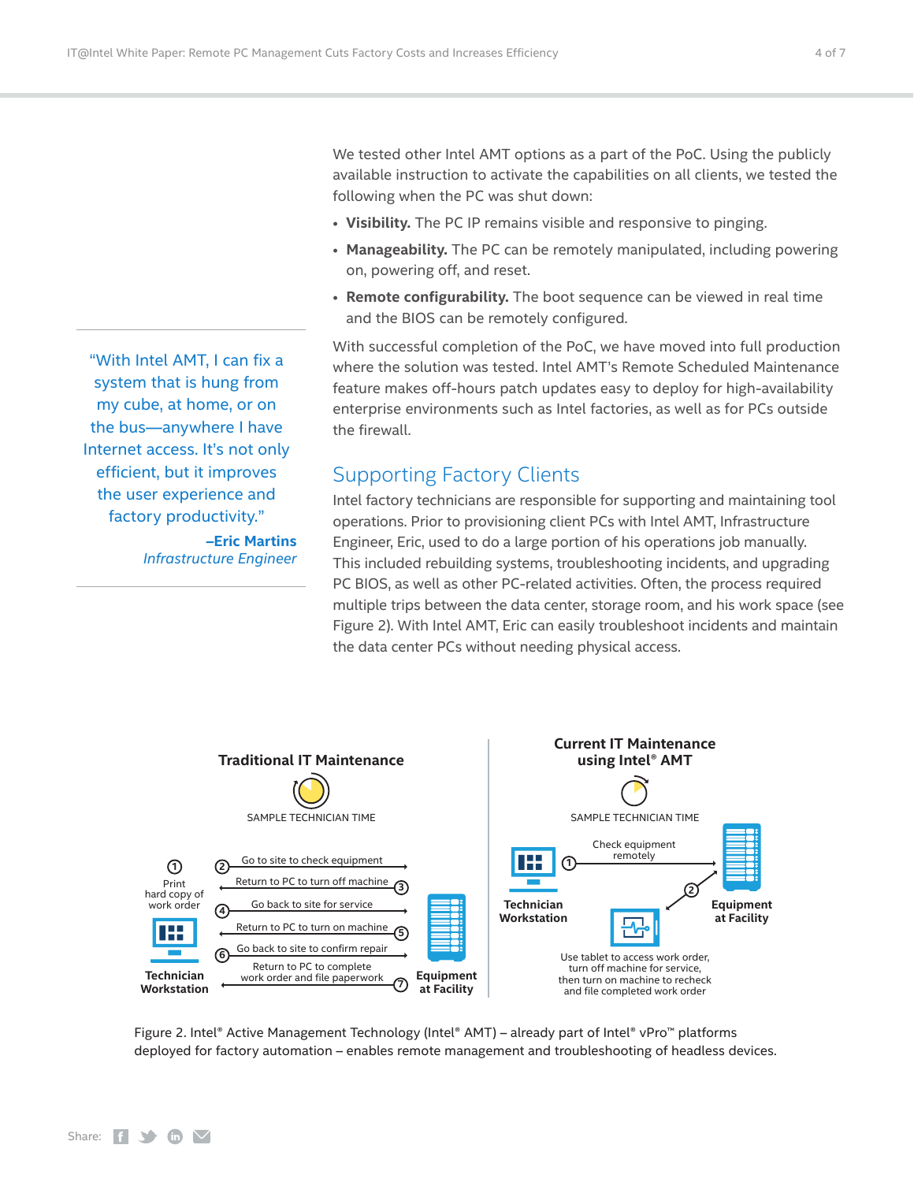We tested other Intel AMT options as a part of the PoC. Using the publicly available instruction to activate the capabilities on all clients, we tested the following when the PC was shut down:

- **Visibility.** The PC IP remains visible and responsive to pinging.
- **Manageability.** The PC can be remotely manipulated, including powering on, powering off, and reset.
- **Remote configurability.** The boot sequence can be viewed in real time and the BIOS can be remotely configured.

With successful completion of the PoC, we have moved into full production where the solution was tested. Intel AMT's Remote Scheduled Maintenance feature makes off-hours patch updates easy to deploy for high-availability enterprise environments such as Intel factories, as well as for PCs outside the firewall.

> "With Intel AMT, I can fix a system that is hung from my cube, at home, or on the bus—anywhere I have Internet access. It's not only efficient, but it improves the user experience and factory productivity."
>
> **–Eric Martins**
> *Infrastructure Engineer*

## Supporting Factory Clients

Intel factory technicians are responsible for supporting and maintaining tool operations. Prior to provisioning client PCs with Intel AMT, Infrastructure Engineer, Eric, used to do a large portion of his operations job manually. This included rebuilding systems, troubleshooting incidents, and upgrading PC BIOS, as well as other PC-related activities. Often, the process required multiple trips between the data center, storage room, and his work space (see Figure 2). With Intel AMT, Eric can easily troubleshoot incidents and maintain the data center PCs without needing physical access.

**Traditional IT Maintenance**

SAMPLE TECHNICIAN TIME

1. Print hard copy of work order (Technician Workstation)
2. Go to site to check equipment
3. Return to PC to turn off machine
4. Go back to site for service
5. Return to PC to turn on machine
6. Go back to site to confirm repair
7. Return to PC to complete work order and file paperwork

Equipment at Facility

**Current IT Maintenance using Intel® AMT**

SAMPLE TECHNICIAN TIME

1. Check equipment remotely (Technician Workstation → Equipment at Facility)
2. Use tablet to access work order, turn off machine for service, then turn on machine to recheck and file completed work order

Figure 2. Intel® Active Management Technology (Intel® AMT) – already part of Intel® vPro™ platforms deployed for factory automation – enables remote management and troubleshooting of headless devices.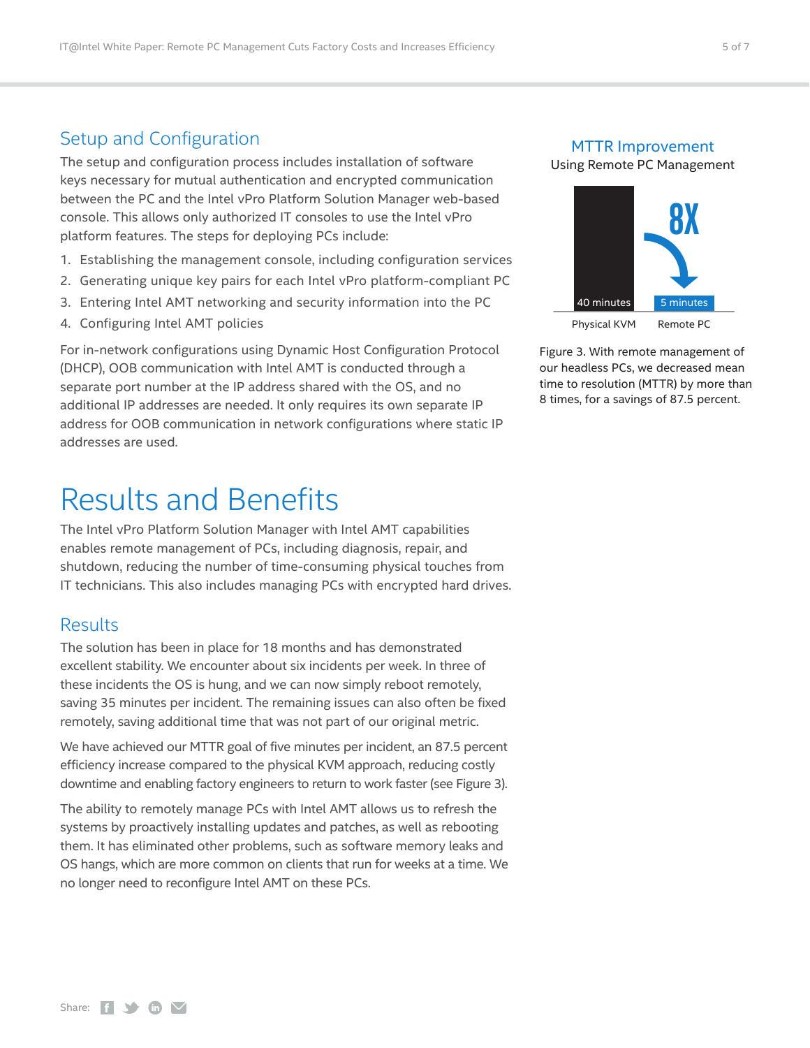## Setup and Configuration

The setup and configuration process includes installation of software keys necessary for mutual authentication and encrypted communication between the PC and the Intel vPro Platform Solution Manager web-based console. This allows only authorized IT consoles to use the Intel vPro platform features. The steps for deploying PCs include:

1. Establishing the management console, including configuration services
2. Generating unique key pairs for each Intel vPro platform-compliant PC
3. Entering Intel AMT networking and security information into the PC
4. Configuring Intel AMT policies

For in-network configurations using Dynamic Host Configuration Protocol (DHCP), OOB communication with Intel AMT is conducted through a separate port number at the IP address shared with the OS, and no additional IP addresses are needed. It only requires its own separate IP address for OOB communication in network configurations where static IP addresses are used.

**MTTR Improvement**
Using Remote PC Management

| | Physical KVM | Remote PC |
|---|---|---|
| MTTR | 40 minutes | 5 minutes |

8X

Figure 3. With remote management of our headless PCs, we decreased mean time to resolution (MTTR) by more than 8 times, for a savings of 87.5 percent.

# Results and Benefits

The Intel vPro Platform Solution Manager with Intel AMT capabilities enables remote management of PCs, including diagnosis, repair, and shutdown, reducing the number of time-consuming physical touches from IT technicians. This also includes managing PCs with encrypted hard drives.

## Results

The solution has been in place for 18 months and has demonstrated excellent stability. We encounter about six incidents per week. In three of these incidents the OS is hung, and we can now simply reboot remotely, saving 35 minutes per incident. The remaining issues can also often be fixed remotely, saving additional time that was not part of our original metric.

We have achieved our MTTR goal of five minutes per incident, an 87.5 percent efficiency increase compared to the physical KVM approach, reducing costly downtime and enabling factory engineers to return to work faster (see Figure 3).

The ability to remotely manage PCs with Intel AMT allows us to refresh the systems by proactively installing updates and patches, as well as rebooting them. It has eliminated other problems, such as software memory leaks and OS hangs, which are more common on clients that run for weeks at a time. We no longer need to reconfigure Intel AMT on these PCs.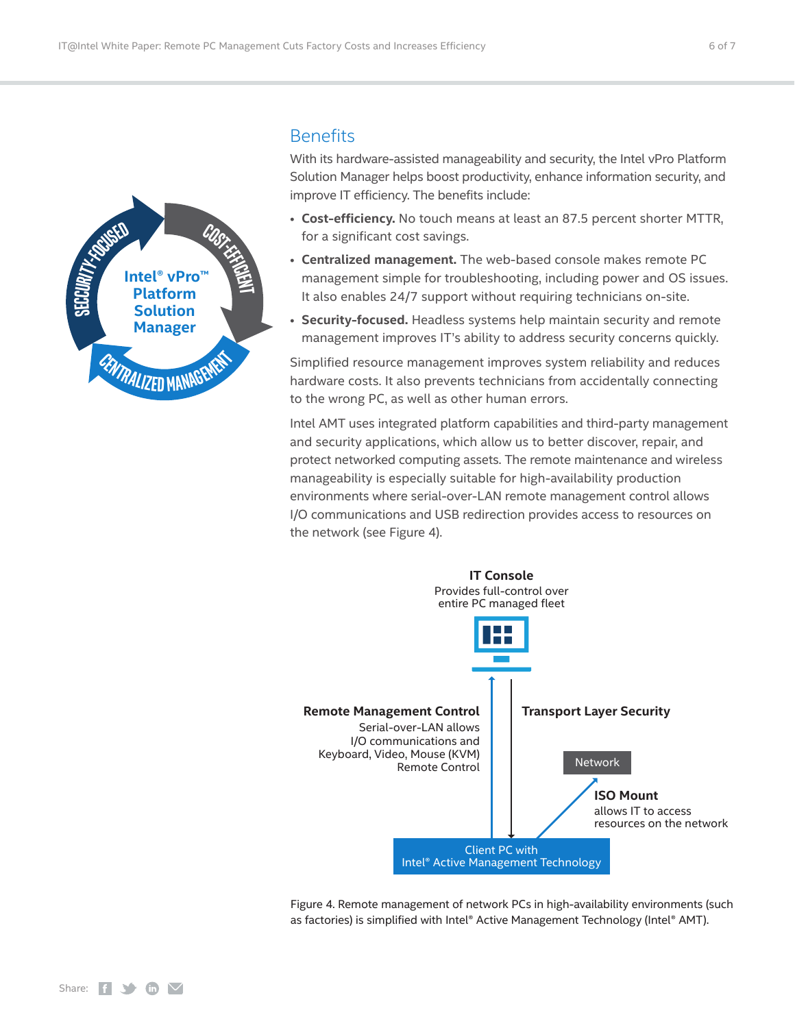## Benefits

With its hardware-assisted manageability and security, the Intel vPro Platform Solution Manager helps boost productivity, enhance information security, and improve IT efficiency. The benefits include:

- **Cost-efficiency.** No touch means at least an 87.5 percent shorter MTTR, for a significant cost savings.
- **Centralized management.** The web-based console makes remote PC management simple for troubleshooting, including power and OS issues. It also enables 24/7 support without requiring technicians on-site.
- **Security-focused.** Headless systems help maintain security and remote management improves IT's ability to address security concerns quickly.

Simplified resource management improves system reliability and reduces hardware costs. It also prevents technicians from accidentally connecting to the wrong PC, as well as other human errors.

Intel AMT uses integrated platform capabilities and third-party management and security applications, which allow us to better discover, repair, and protect networked computing assets. The remote maintenance and wireless manageability is especially suitable for high-availability production environments where serial-over-LAN remote management control allows I/O communications and USB redirection provides access to resources on the network (see Figure 4).

Figure 4. Remote management of network PCs in high-availability environments (such as factories) is simplified with Intel® Active Management Technology (Intel® AMT).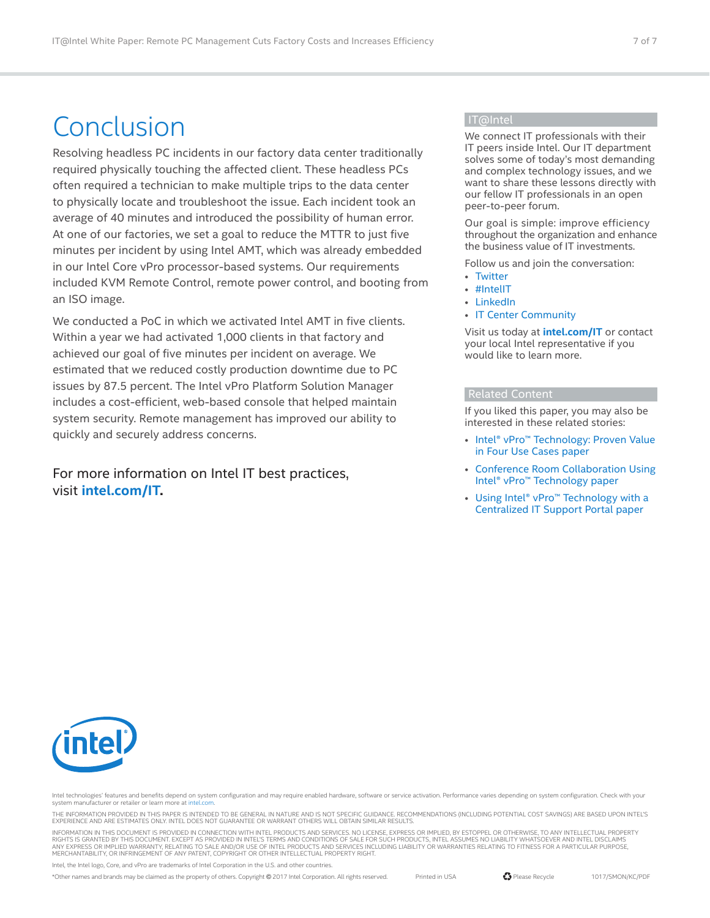# Conclusion

Resolving headless PC incidents in our factory data center traditionally required physically touching the affected client. These headless PCs often required a technician to make multiple trips to the data center to physically locate and troubleshoot the issue. Each incident took an average of 40 minutes and introduced the possibility of human error. At one of our factories, we set a goal to reduce the MTTR to just five minutes per incident by using Intel AMT, which was already embedded in our Intel Core vPro processor-based systems. Our requirements included KVM Remote Control, remote power control, and booting from an ISO image.

We conducted a PoC in which we activated Intel AMT in five clients. Within a year we had activated 1,000 clients in that factory and achieved our goal of five minutes per incident on average. We estimated that we reduced costly production downtime due to PC issues by 87.5 percent. The Intel vPro Platform Solution Manager includes a cost-efficient, web-based console that helped maintain system security. Remote management has improved our ability to quickly and securely address concerns.

For more information on Intel IT best practices, visit **intel.com/IT**.

## IT@Intel

We connect IT professionals with their IT peers inside Intel. Our IT department solves some of today's most demanding and complex technology issues, and we want to share these lessons directly with our fellow IT professionals in an open peer-to-peer forum.

Our goal is simple: improve efficiency throughout the organization and enhance the business value of IT investments.

Follow us and join the conversation:

- Twitter
- #IntelIT
- LinkedIn
- IT Center Community

Visit us today at **intel.com/IT** or contact your local Intel representative if you would like to learn more.

## Related Content

If you liked this paper, you may also be interested in these related stories:

- Intel® vPro™ Technology: Proven Value in Four Use Cases paper
- Conference Room Collaboration Using Intel® vPro™ Technology paper
- Using Intel® vPro™ Technology with a Centralized IT Support Portal paper

Intel technologies' features and benefits depend on system configuration and may require enabled hardware, software or service activation. Performance varies depending on system configuration. Check with your system manufacturer or retailer or learn more at intel.com.

THE INFORMATION PROVIDED IN THIS PAPER IS INTENDED TO BE GENERAL IN NATURE AND IS NOT SPECIFIC GUIDANCE. RECOMMENDATIONS (INCLUDING POTENTIAL COST SAVINGS) ARE BASED UPON INTEL'S EXPERIENCE AND ARE ESTIMATES ONLY. INTEL DOES NOT GUARANTEE OR WARRANT OTHERS WILL OBTAIN SIMILAR RESULTS.

INFORMATION IN THIS DOCUMENT IS PROVIDED IN CONNECTION WITH INTEL PRODUCTS AND SERVICES. NO LICENSE, EXPRESS OR IMPLIED, BY ESTOPPEL OR OTHERWISE, TO ANY INTELLECTUAL PROPERTY RIGHTS IS GRANTED BY THIS DOCUMENT. EXCEPT AS PROVIDED IN INTEL'S TERMS AND CONDITIONS OF SALE FOR SUCH PRODUCTS, INTEL ASSUMES NO LIABILITY WHATSOEVER AND INTEL DISCLAIMS ANY EXPRESS OR IMPLIED WARRANTY, RELATING TO SALE AND/OR USE OF INTEL PRODUCTS AND SERVICES INCLUDING LIABILITY OR WARRANTIES RELATING TO FITNESS FOR A PARTICULAR PURPOSE, MERCHANTABILITY, OR INFRINGEMENT OF ANY PATENT, COPYRIGHT OR OTHER INTELLECTUAL PROPERTY RIGHT.

Intel, the Intel logo, Core, and vPro are trademarks of Intel Corporation in the U.S. and other countries.

*Other names and brands may be claimed as the property of others. Copyright © 2017 Intel Corporation. All rights reserved. Printed in USA Please Recycle 1017/SMON/KC/PDF